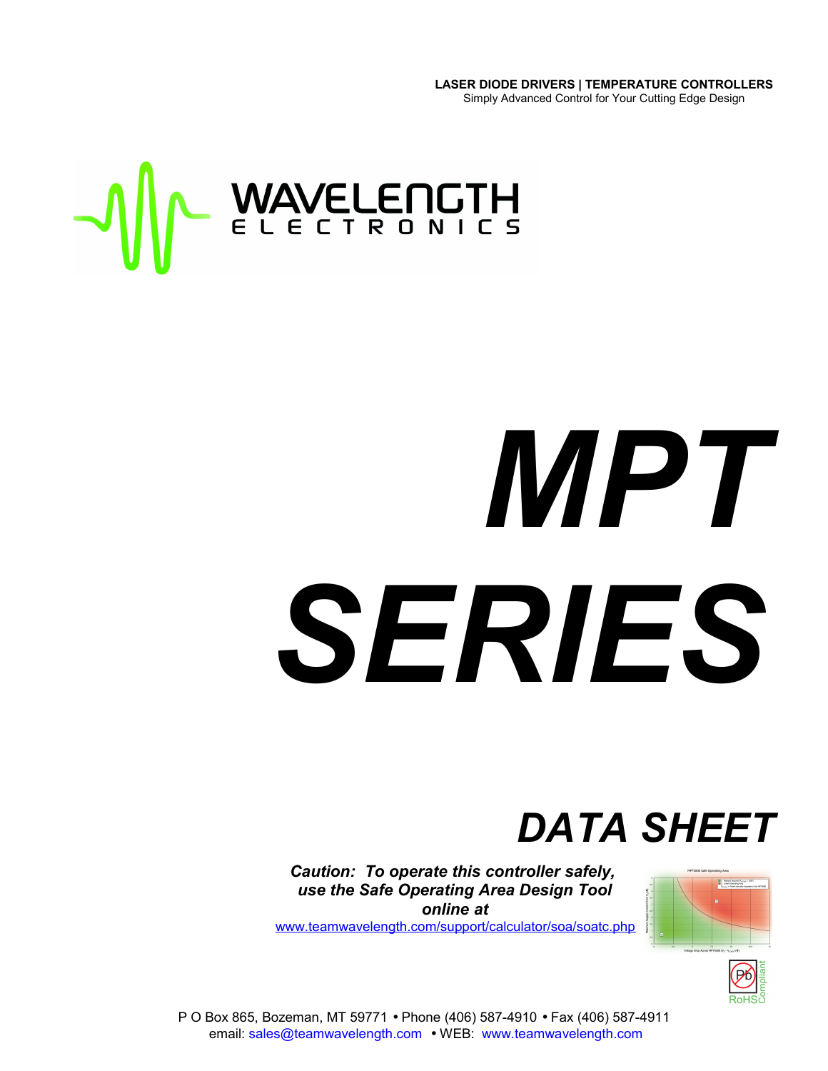**LASER DIODE DRIVERS | TEMPERATURE CONTROLLERS**
Simply Advanced Control for Your Cutting Edge Design

WAVELENGTH
ELECTRONICS

# *MPT SERIES*

## *DATA SHEET*

***Caution: To operate this controller safely, use the Safe Operating Area Design Tool online at***
www.teamwavelength.com/support/calculator/soa/soatc.php

RoHS Compliant

P O Box 865, Bozeman, MT 59771 • Phone (406) 587-4910 • Fax (406) 587-4911
email: sales@teamwavelength.com • WEB: www.teamwavelength.com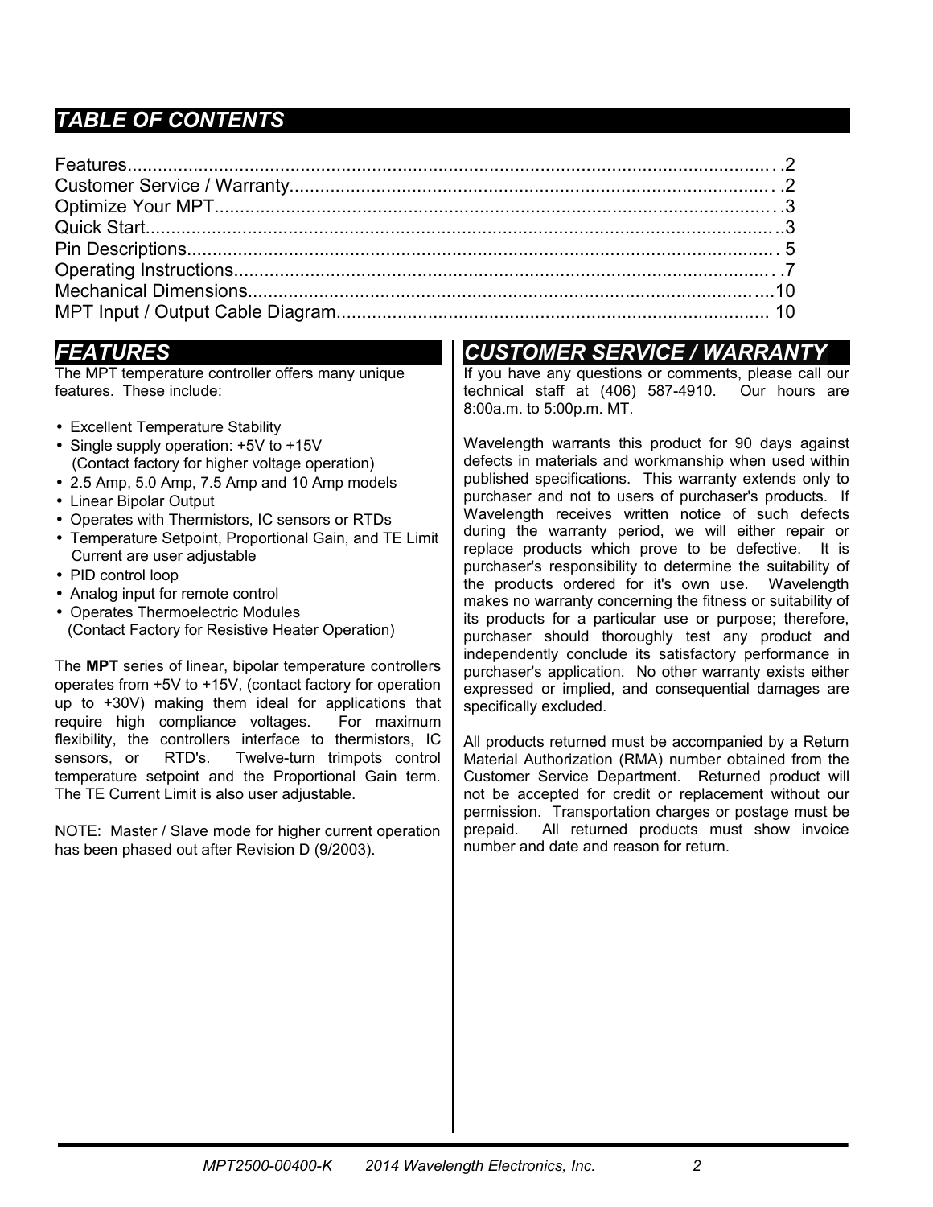## *TABLE OF CONTENTS*

Features........................................................................................................................2
Customer Service / Warranty........................................................................................2
Optimize Your MPT......................................................................................................3
Quick Start....................................................................................................................3
Pin Descriptions............................................................................................................5
Operating Instructions...................................................................................................7
Mechanical Dimensions...............................................................................................10
MPT Input / Output Cable Diagram.............................................................................10

## *FEATURES*

The MPT temperature controller offers many unique features. These include:

- Excellent Temperature Stability
- Single supply operation: +5V to +15V (Contact factory for higher voltage operation)
- 2.5 Amp, 5.0 Amp, 7.5 Amp and 10 Amp models
- Linear Bipolar Output
- Operates with Thermistors, IC sensors or RTDs
- Temperature Setpoint, Proportional Gain, and TE Limit Current are user adjustable
- PID control loop
- Analog input for remote control
- Operates Thermoelectric Modules (Contact Factory for Resistive Heater Operation)

The **MPT** series of linear, bipolar temperature controllers operates from +5V to +15V, (contact factory for operation up to +30V) making them ideal for applications that require high compliance voltages. For maximum flexibility, the controllers interface to thermistors, IC sensors, or RTD's. Twelve-turn trimpots control temperature setpoint and the Proportional Gain term. The TE Current Limit is also user adjustable.

NOTE: Master / Slave mode for higher current operation has been phased out after Revision D (9/2003).

## *CUSTOMER SERVICE / WARRANTY*

If you have any questions or comments, please call our technical staff at (406) 587-4910. Our hours are 8:00a.m. to 5:00p.m. MT.

Wavelength warrants this product for 90 days against defects in materials and workmanship when used within published specifications. This warranty extends only to purchaser and not to users of purchaser's products. If Wavelength receives written notice of such defects during the warranty period, we will either repair or replace products which prove to be defective. It is purchaser's responsibility to determine the suitability of the products ordered for it's own use. Wavelength makes no warranty concerning the fitness or suitability of its products for a particular use or purpose; therefore, purchaser should thoroughly test any product and independently conclude its satisfactory performance in purchaser's application. No other warranty exists either expressed or implied, and consequential damages are specifically excluded.

All products returned must be accompanied by a Return Material Authorization (RMA) number obtained from the Customer Service Department. Returned product will not be accepted for credit or replacement without our permission. Transportation charges or postage must be prepaid. All returned products must show invoice number and date and reason for return.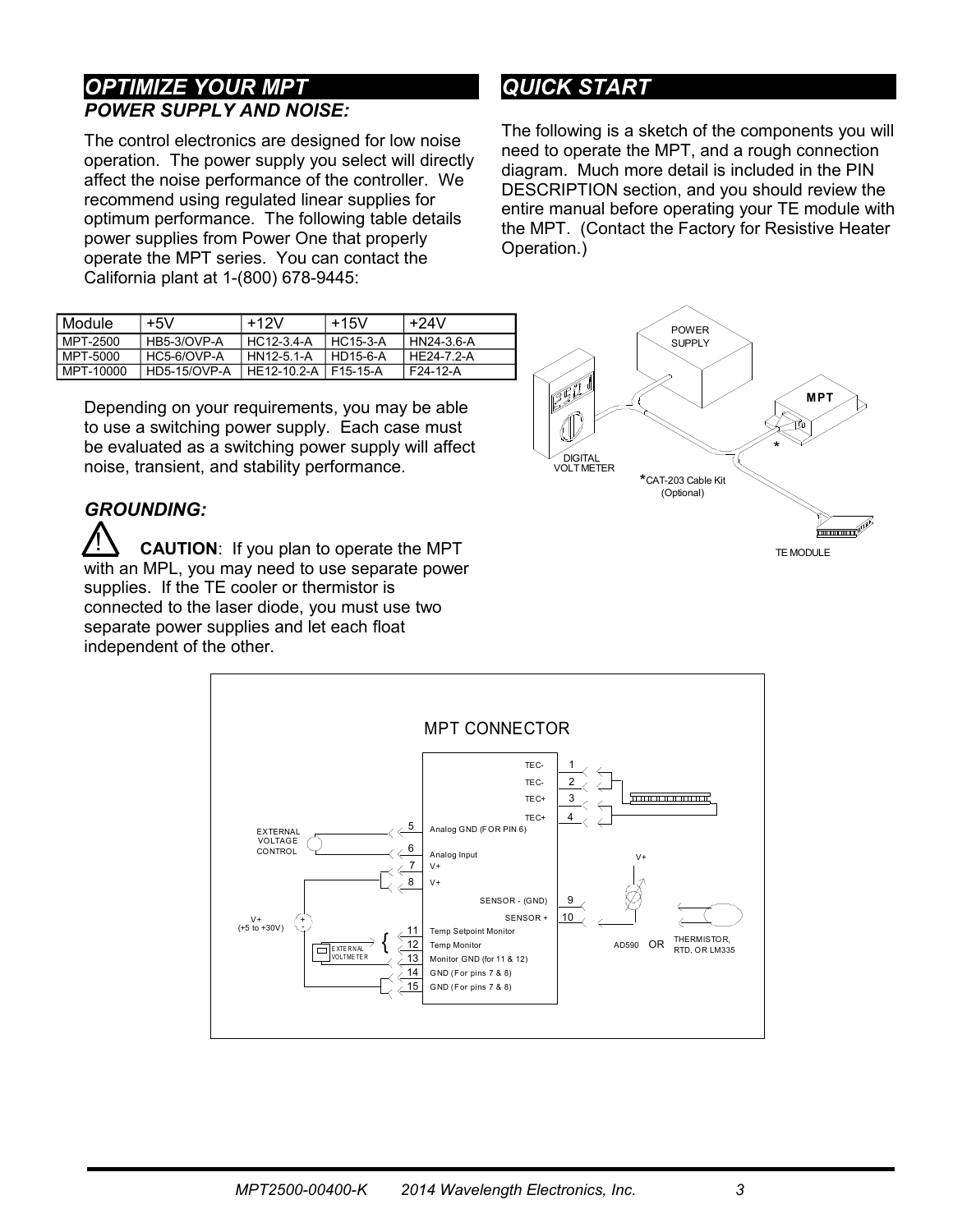## OPTIMIZE YOUR MPT

### POWER SUPPLY AND NOISE:

The control electronics are designed for low noise operation. The power supply you select will directly affect the noise performance of the controller. We recommend using regulated linear supplies for optimum performance. The following table details power supplies from Power One that properly operate the MPT series. You can contact the California plant at 1-(800) 678-9445:

| Module | +5V | +12V | +15V | +24V |
|---|---|---|---|---|
| MPT-2500 | HB5-3/OVP-A | HC12-3.4-A | HC15-3-A | HN24-3.6-A |
| MPT-5000 | HC5-6/OVP-A | HN12-5.1-A | HD15-6-A | HE24-7.2-A |
| MPT-10000 | HD5-15/OVP-A | HE12-10.2-A | F15-15-A | F24-12-A |

Depending on your requirements, you may be able to use a switching power supply. Each case must be evaluated as a switching power supply will affect noise, transient, and stability performance.

### GROUNDING:

**CAUTION**: If you plan to operate the MPT with an MPL, you may need to use separate power supplies. If the TE cooler or thermistor is connected to the laser diode, you must use two separate power supplies and let each float independent of the other.

## QUICK START

The following is a sketch of the components you will need to operate the MPT, and a rough connection diagram. Much more detail is included in the PIN DESCRIPTION section, and you should review the entire manual before operating your TE module with the MPT. (Contact the Factory for Resistive Heater Operation.)

POWER SUPPLY

MPT

DIGITAL VOLTMETER

*CAT-203 Cable Kit (Optional)

TE MODULE

MPT CONNECTOR

| Pin | Function |
|---|---|
| 1 | TEC- |
| 2 | TEC- |
| 3 | TEC+ |
| 4 | TEC+ |
| 5 | Analog GND (FOR PIN 6) |
| 6 | Analog Input |
| 7 | V+ |
| 8 | V+ |
| 9 | SENSOR - (GND) |
| 10 | SENSOR + |
| 11 | Temp Setpoint Monitor |
| 12 | Temp Monitor |
| 13 | Monitor GND (for 11 & 12) |
| 14 | GND (For pins 7 & 8) |
| 15 | GND (For pins 7 & 8) |

EXTERNAL VOLTAGE CONTROL

V+ (+5 to +30V)

EXTERNAL VOLTMETER

V+

AD590 OR THERMISTOR, RTD, OR LM335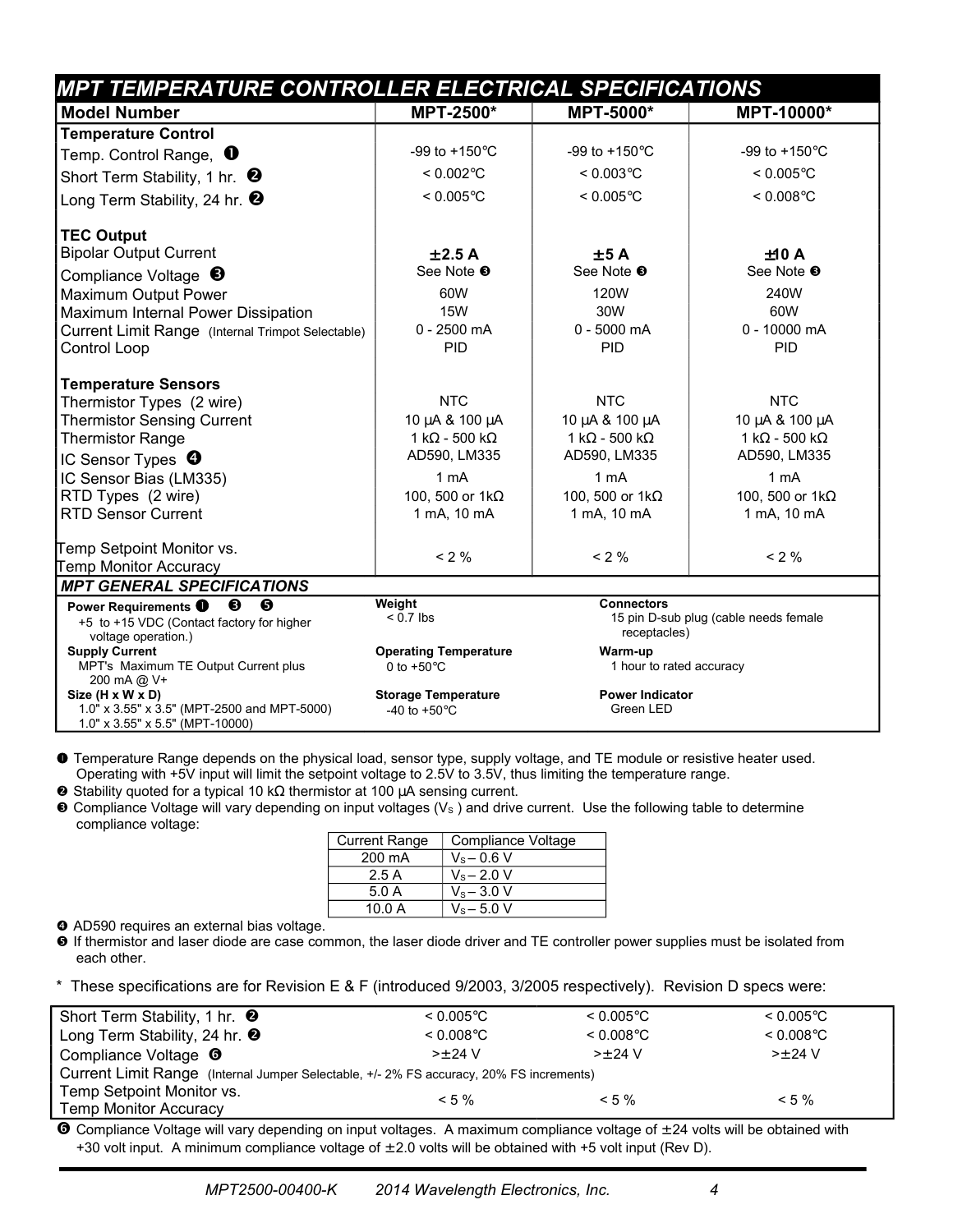## MPT TEMPERATURE CONTROLLER ELECTRICAL SPECIFICATIONS

| Model Number | MPT-2500* | MPT-5000* | MPT-10000* |
|---|---|---|---|
| **Temperature Control** | | | |
| Temp. Control Range, ❶ | -99 to +150°C | -99 to +150°C | -99 to +150°C |
| Short Term Stability, 1 hr. ❷ | < 0.002°C | < 0.003°C | < 0.005°C |
| Long Term Stability, 24 hr. ❷ | < 0.005°C | < 0.005°C | < 0.008°C |
| **TEC Output** | | | |
| Bipolar Output Current | **±2.5 A** | **±5 A** | **±10 A** |
| Compliance Voltage ❸ | See Note ❸ | See Note ❸ | See Note ❸ |
| Maximum Output Power | 60W | 120W | 240W |
| Maximum Internal Power Dissipation | 15W | 30W | 60W |
| Current Limit Range (Internal Trimpot Selectable) | 0 - 2500 mA | 0 - 5000 mA | 0 - 10000 mA |
| Control Loop | PID | PID | PID |
| **Temperature Sensors** | | | |
| Thermistor Types (2 wire) | NTC | NTC | NTC |
| Thermistor Sensing Current | 10 µA & 100 µA | 10 µA & 100 µA | 10 µA & 100 µA |
| Thermistor Range | 1 kΩ - 500 kΩ | 1 kΩ - 500 kΩ | 1 kΩ - 500 kΩ |
| IC Sensor Types ❹ | AD590, LM335 | AD590, LM335 | AD590, LM335 |
| IC Sensor Bias (LM335) | 1 mA | 1 mA | 1 mA |
| RTD Types (2 wire) | 100, 500 or 1kΩ | 100, 500 or 1kΩ | 100, 500 or 1kΩ |
| RTD Sensor Current | 1 mA, 10 mA | 1 mA, 10 mA | 1 mA, 10 mA |
| Temp Setpoint Monitor vs. Temp Monitor Accuracy | < 2 % | < 2 % | < 2 % |

### MPT GENERAL SPECIFICATIONS

**Power Requirements** ❶ ❸ ❺
+5 to +15 VDC (Contact factory for higher voltage operation.)

**Supply Current**
MPT's Maximum TE Output Current plus 200 mA @ V+

**Size (H x W x D)**
1.0" x 3.55" x 3.5" (MPT-2500 and MPT-5000)
1.0" x 3.55" x 5.5" (MPT-10000)

**Weight**
< 0.7 lbs

**Operating Temperature**
0 to +50°C

**Storage Temperature**
-40 to +50°C

**Connectors**
15 pin D-sub plug (cable needs female receptacles)

**Warm-up**
1 hour to rated accuracy

**Power Indicator**
Green LED

❶ Temperature Range depends on the physical load, sensor type, supply voltage, and TE module or resistive heater used. Operating with +5V input will limit the setpoint voltage to 2.5V to 3.5V, thus limiting the temperature range.

❷ Stability quoted for a typical 10 kΩ thermistor at 100 µA sensing current.

❸ Compliance Voltage will vary depending on input voltages ($V_S$ ) and drive current. Use the following table to determine compliance voltage:

| Current Range | Compliance Voltage |
|---|---|
| 200 mA | $V_S - 0.6$ V |
| 2.5 A | $V_S - 2.0$ V |
| 5.0 A | $V_S - 3.0$ V |
| 10.0 A | $V_S - 5.0$ V |

❹ AD590 requires an external bias voltage.

❺ If thermistor and laser diode are case common, the laser diode driver and TE controller power supplies must be isolated from each other.

\* These specifications are for Revision E & F (introduced 9/2003, 3/2005 respectively). Revision D specs were:

| | | | |
|---|---|---|---|
| Short Term Stability, 1 hr. ❷ | < 0.005°C | < 0.005°C | < 0.005°C |
| Long Term Stability, 24 hr. ❷ | < 0.008°C | < 0.008°C | < 0.008°C |
| Compliance Voltage ❻ | >±24 V | >±24 V | >±24 V |
| Current Limit Range (Internal Jumper Selectable, +/- 2% FS accuracy, 20% FS increments) | | | |
| Temp Setpoint Monitor vs. Temp Monitor Accuracy | < 5 % | < 5 % | < 5 % |

❻ Compliance Voltage will vary depending on input voltages. A maximum compliance voltage of ±24 volts will be obtained with +30 volt input. A minimum compliance voltage of ±2.0 volts will be obtained with +5 volt input (Rev D).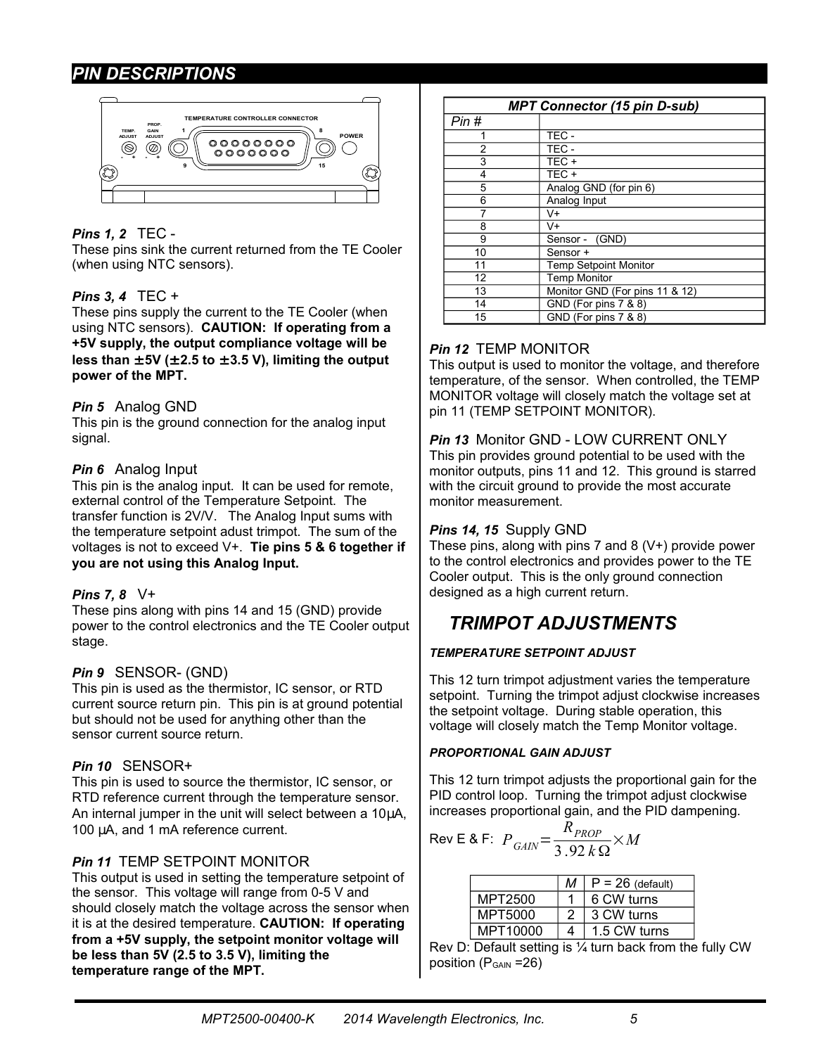## PIN DESCRIPTIONS

TEMPERATURE CONTROLLER CONNECTOR

TEMP. ADJUST - + &nbsp;&nbsp; PROP. GAIN ADJUST - + &nbsp;&nbsp; 1 &nbsp;&nbsp; 8 &nbsp;&nbsp; 9 &nbsp;&nbsp; 15 &nbsp;&nbsp; POWER

***Pins 1, 2*** TEC -

These pins sink the current returned from the TE Cooler (when using NTC sensors).

***Pins 3, 4*** TEC +

These pins supply the current to the TE Cooler (when using NTC sensors). **CAUTION: If operating from a +5V supply, the output compliance voltage will be less than ±5V (±2.5 to ±3.5 V), limiting the output power of the MPT.**

***Pin 5*** Analog GND

This pin is the ground connection for the analog input signal.

***Pin 6*** Analog Input

This pin is the analog input. It can be used for remote, external control of the Temperature Setpoint. The transfer function is 2V/V. The Analog Input sums with the temperature setpoint adust trimpot. The sum of the voltages is not to exceed V+. **Tie pins 5 & 6 together if you are not using this Analog Input.**

***Pins 7, 8*** V+

These pins along with pins 14 and 15 (GND) provide power to the control electronics and the TE Cooler output stage.

***Pin 9*** SENSOR- (GND)

This pin is used as the thermistor, IC sensor, or RTD current source return pin. This pin is at ground potential but should not be used for anything other than the sensor current source return.

***Pin 10*** SENSOR+

This pin is used to source the thermistor, IC sensor, or RTD reference current through the temperature sensor. An internal jumper in the unit will select between a 10µA, 100 µA, and 1 mA reference current.

***Pin 11*** TEMP SETPOINT MONITOR

This output is used in setting the temperature setpoint of the sensor. This voltage will range from 0-5 V and should closely match the voltage across the sensor when it is at the desired temperature. **CAUTION: If operating from a +5V supply, the setpoint monitor voltage will be less than 5V (2.5 to 3.5 V), limiting the temperature range of the MPT.**

| *MPT Connector (15 pin D-sub)* | |
|---|---|
| *Pin #* | |
| 1 | TEC - |
| 2 | TEC - |
| 3 | TEC + |
| 4 | TEC + |
| 5 | Analog GND (for pin 6) |
| 6 | Analog Input |
| 7 | V+ |
| 8 | V+ |
| 9 | Sensor - (GND) |
| 10 | Sensor + |
| 11 | Temp Setpoint Monitor |
| 12 | Temp Monitor |
| 13 | Monitor GND (For pins 11 & 12) |
| 14 | GND (For pins 7 & 8) |
| 15 | GND (For pins 7 & 8) |

***Pin 12*** TEMP MONITOR

This output is used to monitor the voltage, and therefore temperature, of the sensor. When controlled, the TEMP MONITOR voltage will closely match the voltage set at pin 11 (TEMP SETPOINT MONITOR).

***Pin 13*** Monitor GND - LOW CURRENT ONLY

This pin provides ground potential to be used with the monitor outputs, pins 11 and 12. This ground is starred with the circuit ground to provide the most accurate monitor measurement.

***Pins 14, 15*** Supply GND

These pins, along with pins 7 and 8 (V+) provide power to the control electronics and provides power to the TE Cooler output. This is the only ground connection designed as a high current return.

## TRIMPOT ADJUSTMENTS

***TEMPERATURE SETPOINT ADJUST***

This 12 turn trimpot adjustment varies the temperature setpoint. Turning the trimpot adjust clockwise increases the setpoint voltage. During stable operation, this voltage will closely match the Temp Monitor voltage.

***PROPORTIONAL GAIN ADJUST***

This 12 turn trimpot adjusts the proportional gain for the PID control loop. Turning the trimpot adjust clockwise increases proportional gain, and the PID dampening.

Rev E & F: $P_{GAIN} = \frac{R_{PROP}}{3.92\,k\Omega} \times M$

| | *M* | P = 26 (default) |
|---|---|---|
| MPT2500 | 1 | 6 CW turns |
| MPT5000 | 2 | 3 CW turns |
| MPT10000 | 4 | 1.5 CW turns |

Rev D: Default setting is ¼ turn back from the fully CW position ($P_{GAIN}$ =26)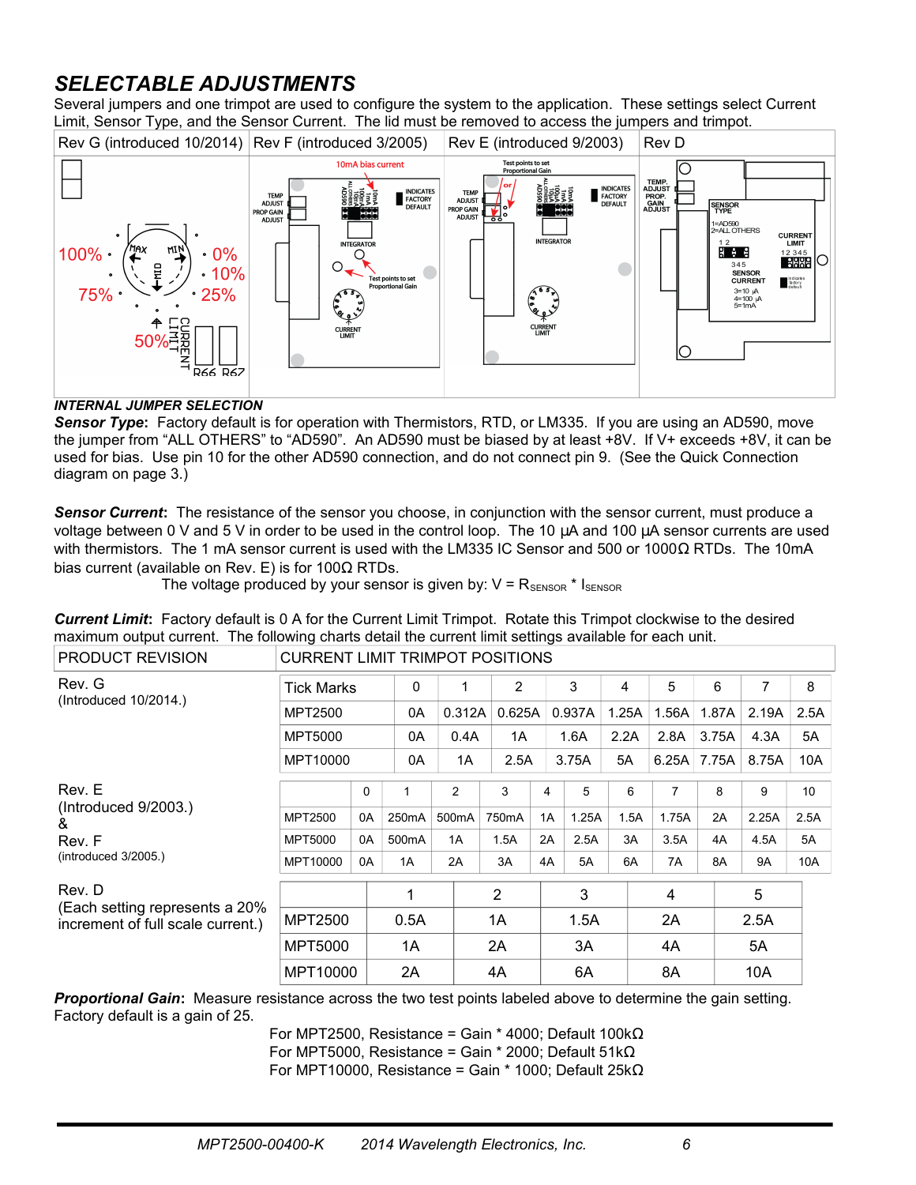## SELECTABLE ADJUSTMENTS

Several jumpers and one trimpot are used to configure the system to the application. These settings select Current Limit, Sensor Type, and the Sensor Current. The lid must be removed to access the jumpers and trimpot.

| Rev G (introduced 10/2014) | Rev F (introduced 3/2005) | Rev E (introduced 9/2003) | Rev D |
|---|---|---|---|

### INTERNAL JUMPER SELECTION

***Sensor Type***: Factory default is for operation with Thermistors, RTD, or LM335. If you are using an AD590, move the jumper from "ALL OTHERS" to "AD590". An AD590 must be biased by at least +8V. If V+ exceeds +8V, it can be used for bias. Use pin 10 for the other AD590 connection, and do not connect pin 9. (See the Quick Connection diagram on page 3.)

***Sensor Current***: The resistance of the sensor you choose, in conjunction with the sensor current, must produce a voltage between 0 V and 5 V in order to be used in the control loop. The 10 µA and 100 µA sensor currents are used with thermistors. The 1 mA sensor current is used with the LM335 IC Sensor and 500 or 1000Ω RTDs. The 10mA bias current (available on Rev. E) is for 100Ω RTDs.

The voltage produced by your sensor is given by: $V = R_{SENSOR} * I_{SENSOR}$

***Current Limit***: Factory default is 0 A for the Current Limit Trimpot. Rotate this Trimpot clockwise to the desired maximum output current. The following charts detail the current limit settings available for each unit.

**Rev. G** (Introduced 10/2014.)

| Tick Marks | 0 | 1 | 2 | 3 | 4 | 5 | 6 | 7 | 8 |
|---|---|---|---|---|---|---|---|---|---|
| MPT2500 | 0A | 0.312A | 0.625A | 0.937A | 1.25A | 1.56A | 1.87A | 2.19A | 2.5A |
| MPT5000 | 0A | 0.4A | 1A | 1.6A | 2.2A | 2.8A | 3.75A | 4.3A | 5A |
| MPT10000 | 0A | 1A | 2.5A | 3.75A | 5A | 6.25A | 7.75A | 8.75A | 10A |

**Rev. E** (Introduced 9/2003.) & **Rev. F** (introduced 3/2005.)

| | 0 | 1 | 2 | 3 | 4 | 5 | 6 | 7 | 8 | 9 | 10 |
|---|---|---|---|---|---|---|---|---|---|---|---|
| MPT2500 | 0A | 250mA | 500mA | 750mA | 1A | 1.25A | 1.5A | 1.75A | 2A | 2.25A | 2.5A |
| MPT5000 | 0A | 500mA | 1A | 1.5A | 2A | 2.5A | 3A | 3.5A | 4A | 4.5A | 5A |
| MPT10000 | 0A | 1A | 2A | 3A | 4A | 5A | 6A | 7A | 8A | 9A | 10A |

**Rev. D** (Each setting represents a 20% increment of full scale current.)

| | 1 | 2 | 3 | 4 | 5 |
|---|---|---|---|---|---|
| MPT2500 | 0.5A | 1A | 1.5A | 2A | 2.5A |
| MPT5000 | 1A | 2A | 3A | 4A | 5A |
| MPT10000 | 2A | 4A | 6A | 8A | 10A |

***Proportional Gain***: Measure resistance across the two test points labeled above to determine the gain setting. Factory default is a gain of 25.

For MPT2500, Resistance = Gain * 4000; Default 100kΩ
For MPT5000, Resistance = Gain * 2000; Default 51kΩ
For MPT10000, Resistance = Gain * 1000; Default 25kΩ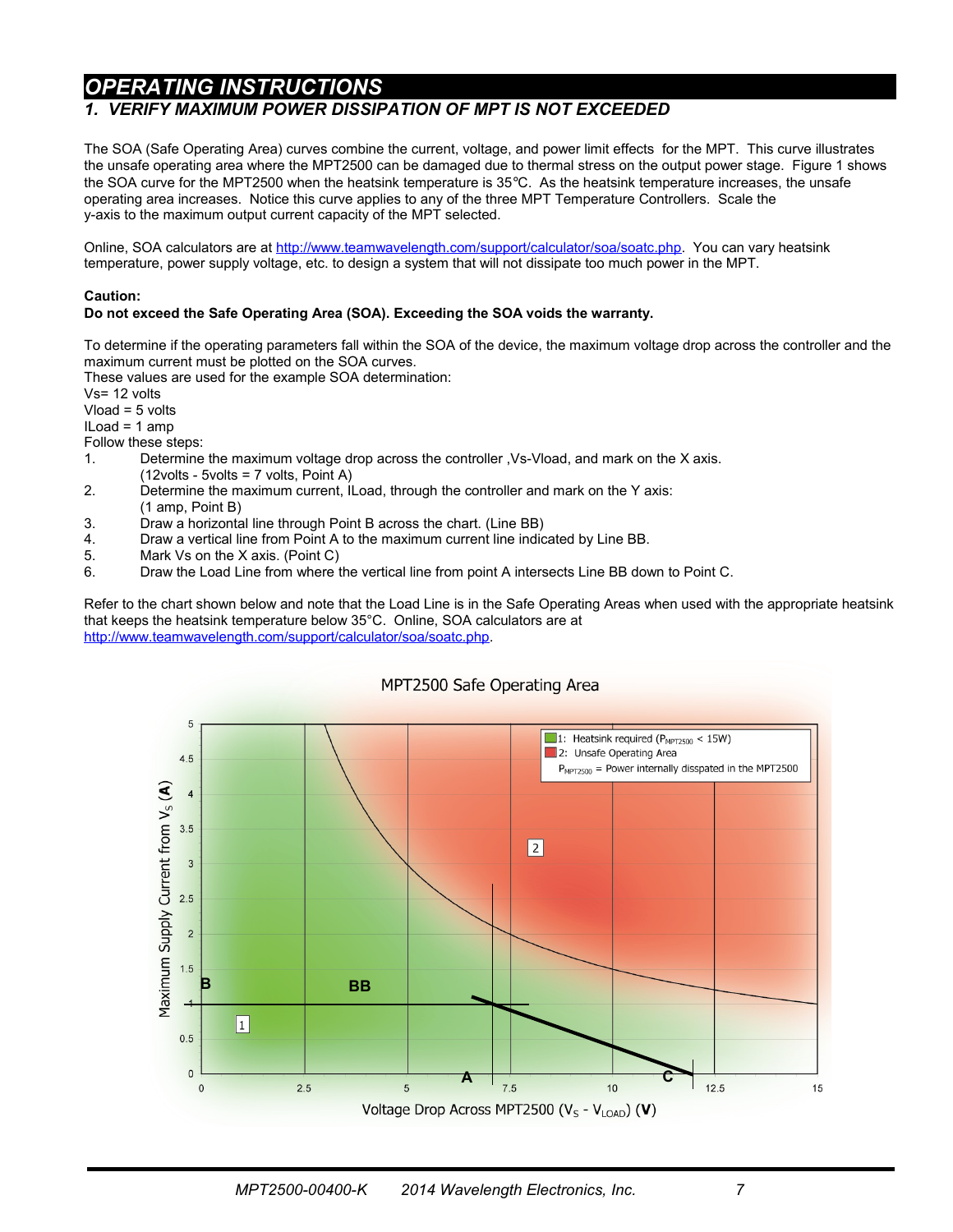# OPERATING INSTRUCTIONS

## 1. VERIFY MAXIMUM POWER DISSIPATION OF MPT IS NOT EXCEEDED

The SOA (Safe Operating Area) curves combine the current, voltage, and power limit effects for the MPT. This curve illustrates the unsafe operating area where the MPT2500 can be damaged due to thermal stress on the output power stage. Figure 1 shows the SOA curve for the MPT2500 when the heatsink temperature is 35°C. As the heatsink temperature increases, the unsafe operating area increases. Notice this curve applies to any of the three MPT Temperature Controllers. Scale the y-axis to the maximum output current capacity of the MPT selected.

Online, SOA calculators are at http://www.teamwavelength.com/support/calculator/soa/soatc.php. You can vary heatsink temperature, power supply voltage, etc. to design a system that will not dissipate too much power in the MPT.

**Caution:**
**Do not exceed the Safe Operating Area (SOA). Exceeding the SOA voids the warranty.**

To determine if the operating parameters fall within the SOA of the device, the maximum voltage drop across the controller and the maximum current must be plotted on the SOA curves.
These values are used for the example SOA determination:
Vs= 12 volts
Vload = 5 volts
ILoad = 1 amp
Follow these steps:

1. Determine the maximum voltage drop across the controller ,Vs-Vload, and mark on the X axis. (12volts - 5volts = 7 volts, Point A)
2. Determine the maximum current, ILoad, through the controller and mark on the Y axis: (1 amp, Point B)
3. Draw a horizontal line through Point B across the chart. (Line BB)
4. Draw a vertical line from Point A to the maximum current line indicated by Line BB.
5. Mark Vs on the X axis. (Point C)
6. Draw the Load Line from where the vertical line from point A intersects Line BB down to Point C.

Refer to the chart shown below and note that the Load Line is in the Safe Operating Areas when used with the appropriate heatsink that keeps the heatsink temperature below 35°C. Online, SOA calculators are at http://www.teamwavelength.com/support/calculator/soa/soatc.php.

MPT2500 Safe Operating Area

Legend: 1: Heatsink required ($P_{MPT2500}$ < 15W); 2: Unsafe Operating Area; $P_{MPT2500}$ = Power internally dissipated in the MPT2500

Y-axis: Maximum Supply Current from $V_S$ (**A**)
X-axis: Voltage Drop Across MPT2500 ($V_S$ - $V_{LOAD}$) (**V**)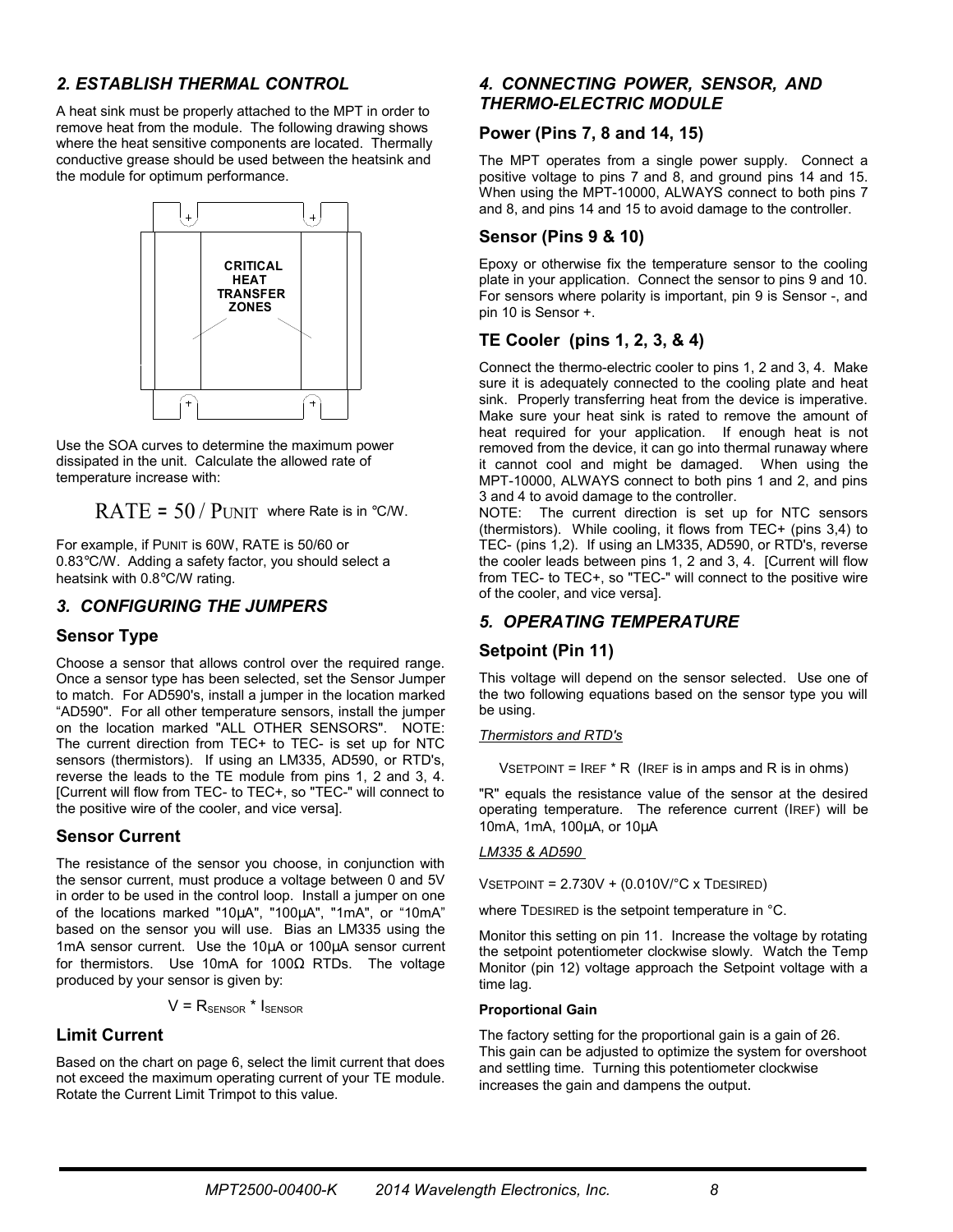## *2. ESTABLISH THERMAL CONTROL*

A heat sink must be properly attached to the MPT in order to remove heat from the module. The following drawing shows where the heat sensitive components are located. Thermally conductive grease should be used between the heatsink and the module for optimum performance.

CRITICAL HEAT TRANSFER ZONES

Use the SOA curves to determine the maximum power dissipated in the unit. Calculate the allowed rate of temperature increase with:

$$RATE = 50 / P_{UNIT}$$ where Rate is in °C/W.

For example, if $P_{UNIT}$ is 60W, RATE is 50/60 or 0.83°C/W. Adding a safety factor, you should select a heatsink with 0.8°C/W rating.

## *3. CONFIGURING THE JUMPERS*

### Sensor Type

Choose a sensor that allows control over the required range. Once a sensor type has been selected, set the Sensor Jumper to match. For AD590's, install a jumper in the location marked "AD590". For all other temperature sensors, install the jumper on the location marked "ALL OTHER SENSORS". NOTE: The current direction from TEC+ to TEC- is set up for NTC sensors (thermistors). If using an LM335, AD590, or RTD's, reverse the leads to the TE module from pins 1, 2 and 3, 4. [Current will flow from TEC- to TEC+, so "TEC-" will connect to the positive wire of the cooler, and vice versa].

### Sensor Current

The resistance of the sensor you choose, in conjunction with the sensor current, must produce a voltage between 0 and 5V in order to be used in the control loop. Install a jumper on one of the locations marked "10µA", "100µA", "1mA", or "10mA" based on the sensor you will use. Bias an LM335 using the 1mA sensor current. Use the 10µA or 100µA sensor current for thermistors. Use 10mA for 100Ω RTDs. The voltage produced by your sensor is given by:

$$V = R_{SENSOR} * I_{SENSOR}$$

### Limit Current

Based on the chart on page 6, select the limit current that does not exceed the maximum operating current of your TE module. Rotate the Current Limit Trimpot to this value.

## *4. CONNECTING POWER, SENSOR, AND THERMO-ELECTRIC MODULE*

### Power (Pins 7, 8 and 14, 15)

The MPT operates from a single power supply. Connect a positive voltage to pins 7 and 8, and ground pins 14 and 15. When using the MPT-10000, ALWAYS connect to both pins 7 and 8, and pins 14 and 15 to avoid damage to the controller.

### Sensor (Pins 9 & 10)

Epoxy or otherwise fix the temperature sensor to the cooling plate in your application. Connect the sensor to pins 9 and 10. For sensors where polarity is important, pin 9 is Sensor -, and pin 10 is Sensor +.

### TE Cooler (pins 1, 2, 3, & 4)

Connect the thermo-electric cooler to pins 1, 2 and 3, 4. Make sure it is adequately connected to the cooling plate and heat sink. Properly transferring heat from the device is imperative. Make sure your heat sink is rated to remove the amount of heat required for your application. If enough heat is not removed from the device, it can go into thermal runaway where it cannot cool and might be damaged. When using the MPT-10000, ALWAYS connect to both pins 1 and 2, and pins 3 and 4 to avoid damage to the controller.

NOTE: The current direction is set up for NTC sensors (thermistors). While cooling, it flows from TEC+ (pins 3,4) to TEC- (pins 1,2). If using an LM335, AD590, or RTD's, reverse the cooler leads between pins 1, 2 and 3, 4. [Current will flow from TEC- to TEC+, so "TEC-" will connect to the positive wire of the cooler, and vice versa].

## *5. OPERATING TEMPERATURE*

### Setpoint (Pin 11)

This voltage will depend on the sensor selected. Use one of the two following equations based on the sensor type you will be using.

*Thermistors and RTD's*

$V_{SETPOINT} = I_{REF} * R$ ($I_{REF}$ is in amps and R is in ohms)

"R" equals the resistance value of the sensor at the desired operating temperature. The reference current ($I_{REF}$) will be 10mA, 1mA, 100µA, or 10µA

*LM335 & AD590*

$V_{SETPOINT} = 2.730V + (0.010V/°C \times T_{DESIRED})$

where $T_{DESIRED}$ is the setpoint temperature in °C.

Monitor this setting on pin 11. Increase the voltage by rotating the setpoint potentiometer clockwise slowly. Watch the Temp Monitor (pin 12) voltage approach the Setpoint voltage with a time lag.

**Proportional Gain**

The factory setting for the proportional gain is a gain of 26. This gain can be adjusted to optimize the system for overshoot and settling time. Turning this potentiometer clockwise increases the gain and dampens the output.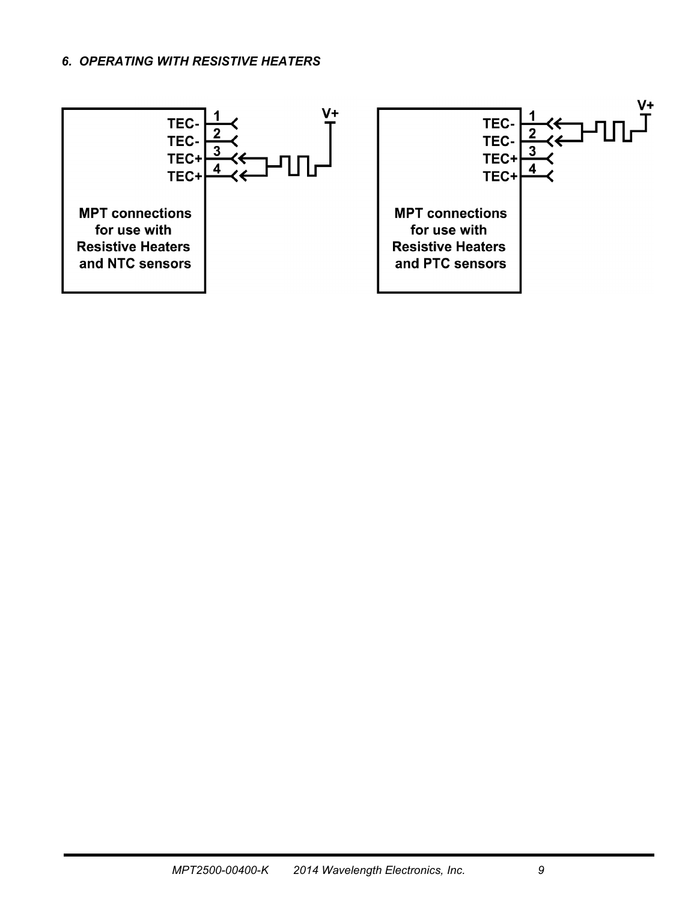## *6. OPERATING WITH RESISTIVE HEATERS*

TEC- 1
TEC- 2
TEC+ 3
TEC+ 4

V+

**MPT connections for use with Resistive Heaters and NTC sensors**

TEC- 1
TEC- 2
TEC+ 3
TEC+ 4

V+

**MPT connections for use with Resistive Heaters and PTC sensors**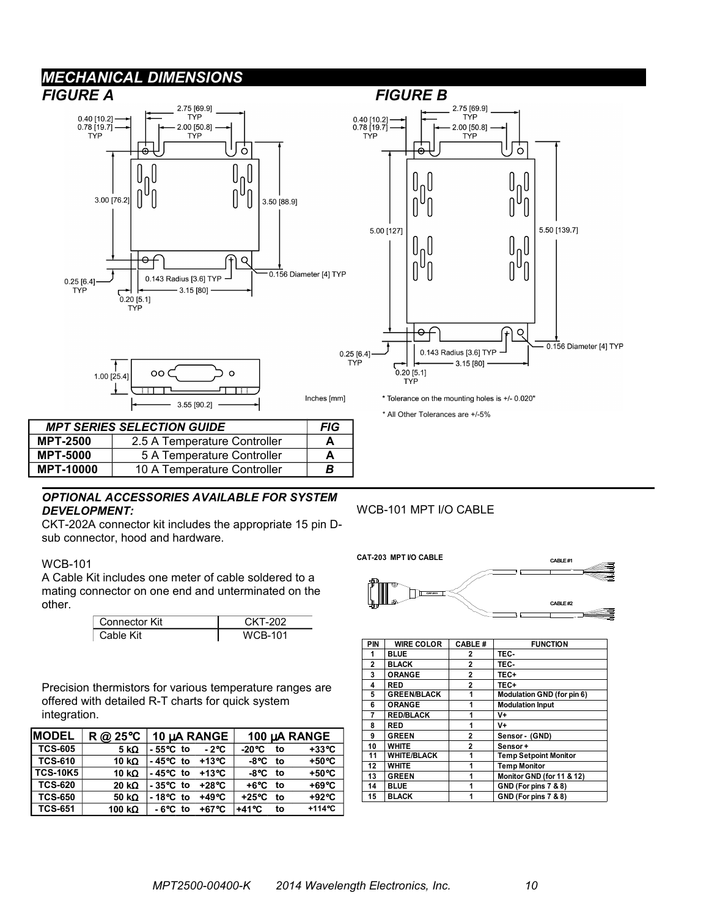## MECHANICAL DIMENSIONS

### FIGURE A

2.75 [69.9] TYP
0.40 [10.2]
0.78 [19.7] TYP
2.00 [50.8] TYP
3.00 [76.2]
3.50 [88.9]
0.25 [6.4] TYP
0.143 Radius [3.6] TYP
0.156 Diameter [4] TYP
3.15 [80]
0.20 [5.1] TYP
1.00 [25.4]
3.55 [90.2]

Inches [mm]

### FIGURE B

2.75 [69.9] TYP
0.40 [10.2]
0.78 [19.7] TYP
2.00 [50.8] TYP
5.00 [127]
5.50 [139.7]
0.25 [6.4] TYP
0.143 Radius [3.6] TYP
0.156 Diameter [4] TYP
3.15 [80]
0.20 [5.1] TYP

* Tolerance on the mounting holes is +/- 0.020"

* All Other Tolerances are +/-5%

| MPT SERIES SELECTION GUIDE | | FIG |
|---|---|---|
| MPT-2500 | 2.5 A Temperature Controller | A |
| MPT-5000 | 5 A Temperature Controller | A |
| MPT-10000 | 10 A Temperature Controller | B |

### OPTIONAL ACCESSORIES AVAILABLE FOR SYSTEM DEVELOPMENT:

CKT-202A connector kit includes the appropriate 15 pin D-sub connector, hood and hardware.

WCB-101

A Cable Kit includes one meter of cable soldered to a mating connector on one end and unterminated on the other.

| | |
|---|---|
| Connector Kit | CKT-202 |
| Cable Kit | WCB-101 |

Precision thermistors for various temperature ranges are offered with detailed R-T charts for quick system integration.

| MODEL | R @ 25°C | 10 µA RANGE | 100 µA RANGE |
|---|---|---|---|
| TCS-605 | 5 kΩ | - 55°C to - 2°C | -20°C to +33°C |
| TCS-610 | 10 kΩ | - 45°C to +13°C | -8°C to +50°C |
| TCS-10K5 | 10 kΩ | - 45°C to +13°C | -8°C to +50°C |
| TCS-620 | 20 kΩ | - 35°C to +28°C | +6°C to +69°C |
| TCS-650 | 50 kΩ | - 18°C to +49°C | +25°C to +92°C |
| TCS-651 | 100 kΩ | - 6°C to +67°C | +41°C to +114°C |

WCB-101 MPT I/O CABLE

CAT-203 MPT I/O CABLE

CABLE #1

CABLE #2

| PIN | WIRE COLOR | CABLE # | FUNCTION |
|---|---|---|---|
| 1 | BLUE | 2 | TEC- |
| 2 | BLACK | 2 | TEC- |
| 3 | ORANGE | 2 | TEC+ |
| 4 | RED | 2 | TEC+ |
| 5 | GREEN/BLACK | 1 | Modulation GND (for pin 6) |
| 6 | ORANGE | 1 | Modulation Input |
| 7 | RED/BLACK | 1 | V+ |
| 8 | RED | 1 | V+ |
| 9 | GREEN | 2 | Sensor - (GND) |
| 10 | WHITE | 2 | Sensor + |
| 11 | WHITE/BLACK | 1 | Temp Setpoint Monitor |
| 12 | WHITE | 1 | Temp Monitor |
| 13 | GREEN | 1 | Monitor GND (for 11 & 12) |
| 14 | BLUE | 1 | GND (For pins 7 & 8) |
| 15 | BLACK | 1 | GND (For pins 7 & 8) |